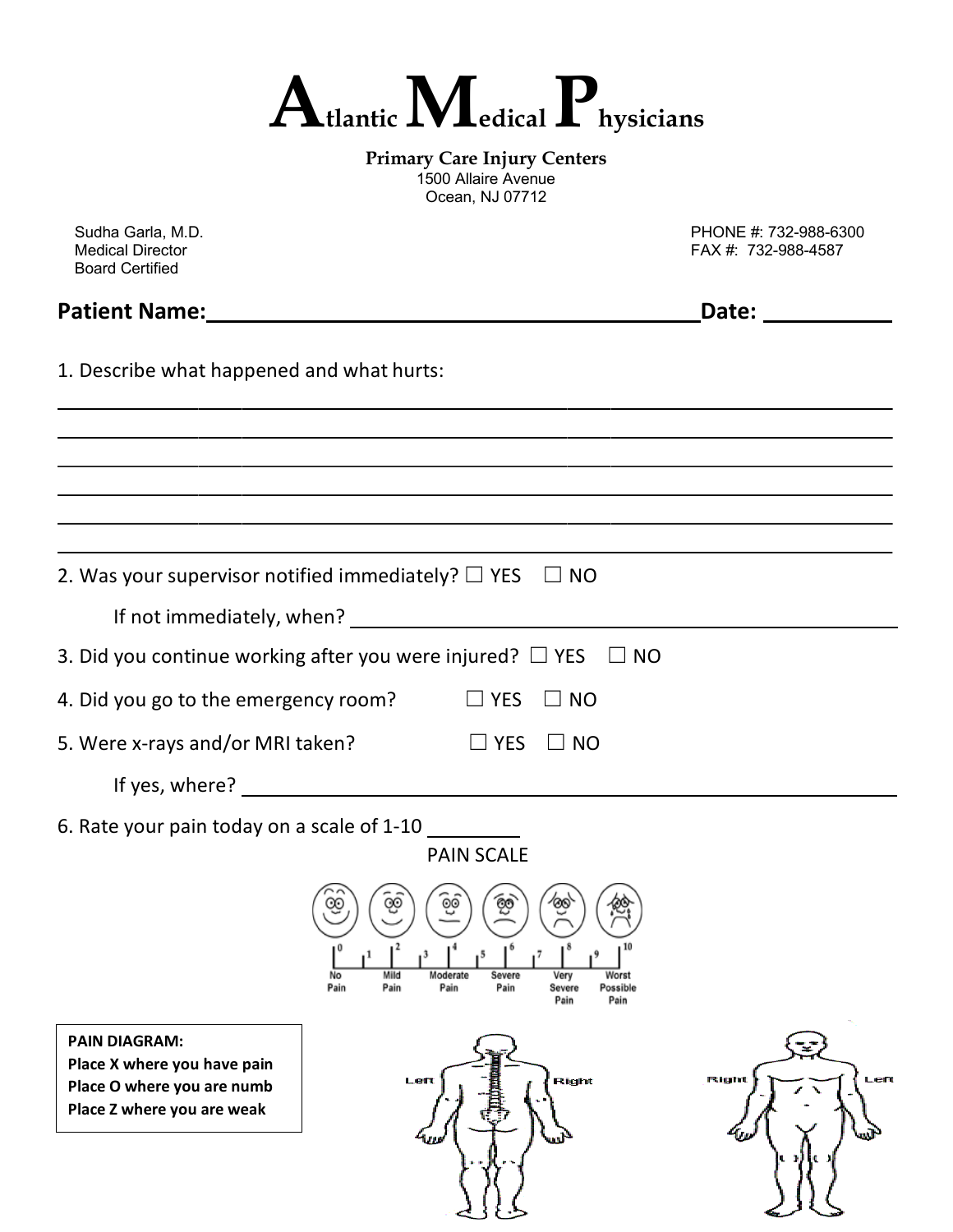# Atlantic Medical Physicians

**Primary Care Injury Centers**
1500 Allaire Avenue
Ocean, NJ 07712

Sudha Garla, M.D.
Medical Director
Board Certified

PHONE #: 732-988-6300
FAX #: 732-988-4587

**Patient Name:**\_\_\_\_\_\_\_\_\_\_\_\_\_\_\_\_\_\_\_\_\_\_\_\_\_\_\_\_\_\_\_\_\_\_\_\_\_\_\_\_ **Date:** \_\_\_\_\_\_\_\_\_\_

1. Describe what happened and what hurts:

\_\_\_\_\_\_\_\_\_\_\_\_\_\_\_\_\_\_\_\_\_\_\_\_\_\_\_\_\_\_\_\_\_\_\_\_\_\_\_\_\_\_\_\_\_\_\_\_\_\_\_\_\_\_\_\_\_\_\_\_\_\_\_\_\_\_\_\_\_\_

\_\_\_\_\_\_\_\_\_\_\_\_\_\_\_\_\_\_\_\_\_\_\_\_\_\_\_\_\_\_\_\_\_\_\_\_\_\_\_\_\_\_\_\_\_\_\_\_\_\_\_\_\_\_\_\_\_\_\_\_\_\_\_\_\_\_\_\_\_\_

\_\_\_\_\_\_\_\_\_\_\_\_\_\_\_\_\_\_\_\_\_\_\_\_\_\_\_\_\_\_\_\_\_\_\_\_\_\_\_\_\_\_\_\_\_\_\_\_\_\_\_\_\_\_\_\_\_\_\_\_\_\_\_\_\_\_\_\_\_\_

\_\_\_\_\_\_\_\_\_\_\_\_\_\_\_\_\_\_\_\_\_\_\_\_\_\_\_\_\_\_\_\_\_\_\_\_\_\_\_\_\_\_\_\_\_\_\_\_\_\_\_\_\_\_\_\_\_\_\_\_\_\_\_\_\_\_\_\_\_\_

\_\_\_\_\_\_\_\_\_\_\_\_\_\_\_\_\_\_\_\_\_\_\_\_\_\_\_\_\_\_\_\_\_\_\_\_\_\_\_\_\_\_\_\_\_\_\_\_\_\_\_\_\_\_\_\_\_\_\_\_\_\_\_\_\_\_\_\_\_\_

\_\_\_\_\_\_\_\_\_\_\_\_\_\_\_\_\_\_\_\_\_\_\_\_\_\_\_\_\_\_\_\_\_\_\_\_\_\_\_\_\_\_\_\_\_\_\_\_\_\_\_\_\_\_\_\_\_\_\_\_\_\_\_\_\_\_\_\_\_\_

2. Was your supervisor notified immediately? ☐ YES ☐ NO

   If not immediately, when? \_\_\_\_\_\_\_\_\_\_\_\_\_\_\_\_\_\_\_\_\_\_\_\_\_\_\_\_\_\_\_\_\_\_\_\_\_\_\_\_

3. Did you continue working after you were injured? ☐ YES ☐ NO

4. Did you go to the emergency room? ☐ YES ☐ NO

5. Were x-rays and/or MRI taken? ☐ YES ☐ NO

   If yes, where? \_\_\_\_\_\_\_\_\_\_\_\_\_\_\_\_\_\_\_\_\_\_\_\_\_\_\_\_\_\_\_\_\_\_\_\_\_\_\_\_\_\_\_\_\_\_\_\_

6. Rate your pain today on a scale of 1-10 \_\_\_\_\_\_\_\_

PAIN SCALE

0 1 2 3 4 5 6 7 8 9 10

No Pain | Mild Pain | Moderate Pain | Severe Pain | Very Severe Pain | Worst Possible Pain

**PAIN DIAGRAM:**
**Place X where you have pain**
**Place O where you are numb**
**Place Z where you are weak**

Left Right

Right Left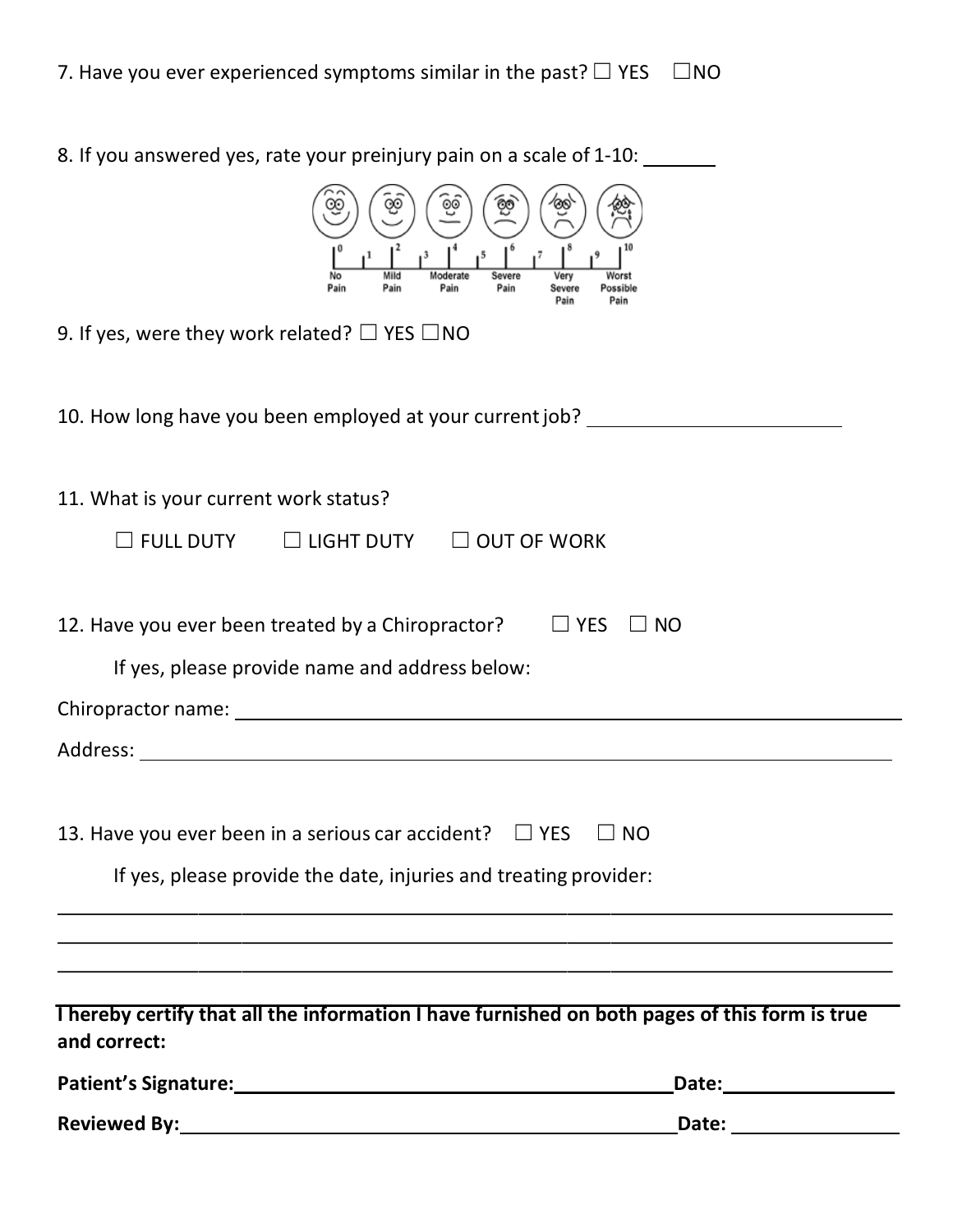7. Have you ever experienced symptoms similar in the past? ☐ YES ☐NO

8. If you answered yes, rate your preinjury pain on a scale of 1-10: _______

0 1 2 3 4 5 6 7 8 9 10

No Pain | Mild Pain | Moderate Pain | Severe Pain | Very Severe Pain | Worst Possible Pain

9. If yes, were they work related? ☐ YES ☐NO

10. How long have you been employed at your current job? ________________________

11. What is your current work status?

☐ FULL DUTY ☐ LIGHT DUTY ☐ OUT OF WORK

12. Have you ever been treated by a Chiropractor? ☐ YES ☐ NO

If yes, please provide name and address below:

Chiropractor name: ______________________________________________

Address: ______________________________________________

13. Have you ever been in a serious car accident? ☐ YES ☐ NO

If yes, please provide the date, injuries and treating provider:

______________________________________________

______________________________________________

______________________________________________

**I hereby certify that all the information I have furnished on both pages of this form is true and correct:**

**Patient's Signature:**______________________________ **Date:**______________

**Reviewed By:**______________________________ **Date:** ______________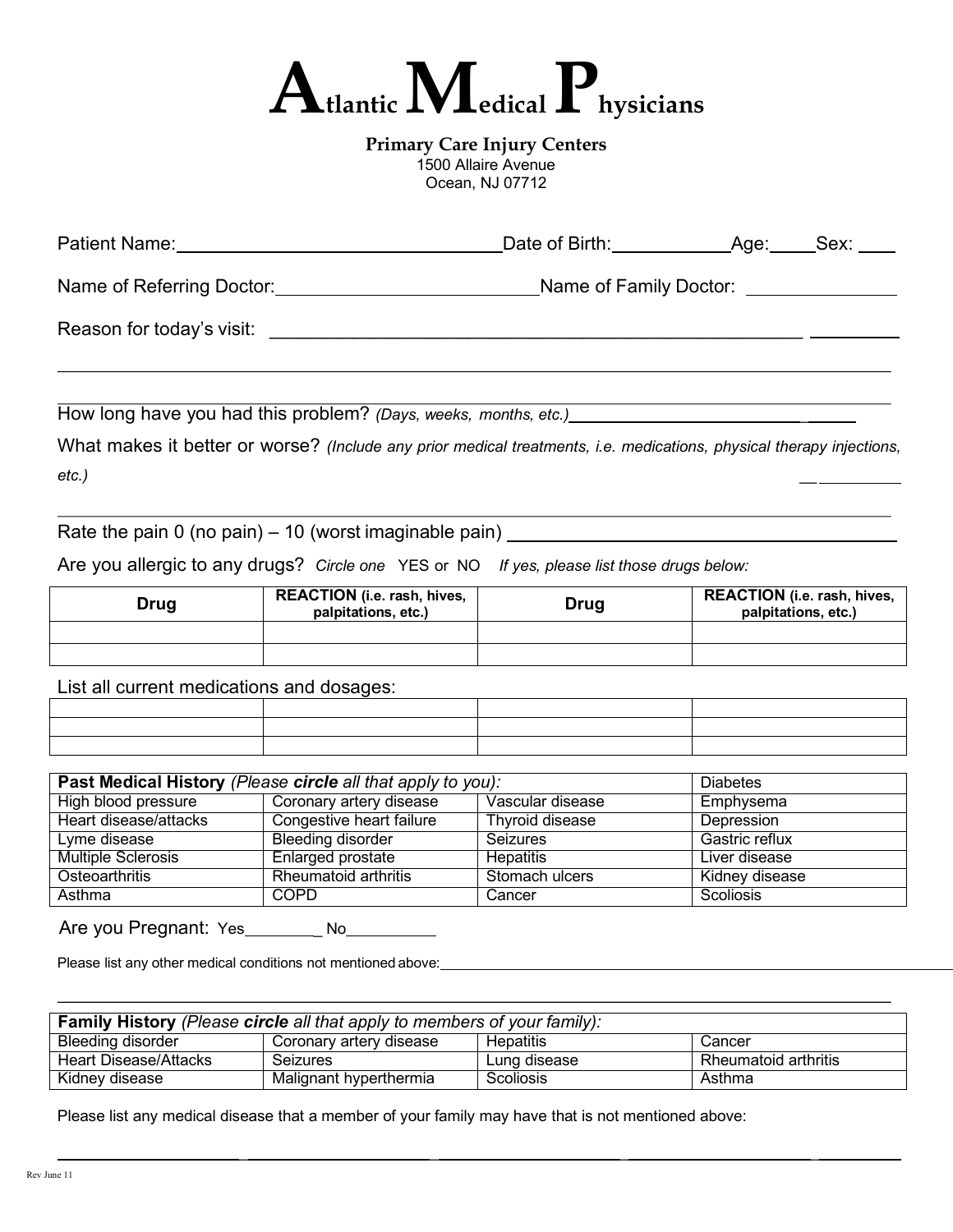# Atlantic Medical Physicians

**Primary Care Injury Centers**
1500 Allaire Avenue
Ocean, NJ 07712

Patient Name:_______________________________ Date of Birth:___________ Age:_____ Sex: ____

Name of Referring Doctor:_________________________ Name of Family Doctor: _______________

Reason for today's visit: ______________________________________________________________

_____________________________________________________________________________________

How long have you had this problem? *(Days, weeks, months, etc.)*______________________________

What makes it better or worse? *(Include any prior medical treatments, i.e. medications, physical therapy injections, etc.)* ___________

_____________________________________________________________________________________

Rate the pain 0 (no pain) – 10 (worst imaginable pain) ______________________________________

Are you allergic to any drugs? *Circle one* YES or NO *If yes, please list those drugs below:*

| Drug | REACTION (i.e. rash, hives, palpitations, etc.) | Drug | REACTION (i.e. rash, hives, palpitations, etc.) |
|---|---|---|---|
| | | | |
| | | | |

List all current medications and dosages:

| | | | |
|---|---|---|---|
| | | | |
| | | | |
| | | | |

| **Past Medical History** *(Please **circle** all that apply to you):* | | | Diabetes |
|---|---|---|---|
| High blood pressure | Coronary artery disease | Vascular disease | Emphysema |
| Heart disease/attacks | Congestive heart failure | Thyroid disease | Depression |
| Lyme disease | Bleeding disorder | Seizures | Gastric reflux |
| Multiple Sclerosis | Enlarged prostate | Hepatitis | Liver disease |
| Osteoarthritis | Rheumatoid arthritis | Stomach ulcers | Kidney disease |
| Asthma | COPD | Cancer | Scoliosis |

Are you Pregnant: Yes_________ No__________

Please list any other medical conditions not mentioned above:_____________________________________

_____________________________________________________________________________________

| **Family History** *(Please **circle** all that apply to members of your family):* | | | |
|---|---|---|---|
| Bleeding disorder | Coronary artery disease | Hepatitis | Cancer |
| Heart Disease/Attacks | Seizures | Lung disease | Rheumatoid arthritis |
| Kidney disease | Malignant hyperthermia | Scoliosis | Asthma |

Please list any medical disease that a member of your family may have that is not mentioned above:

_____________________________________________________________________________________

Rev June 11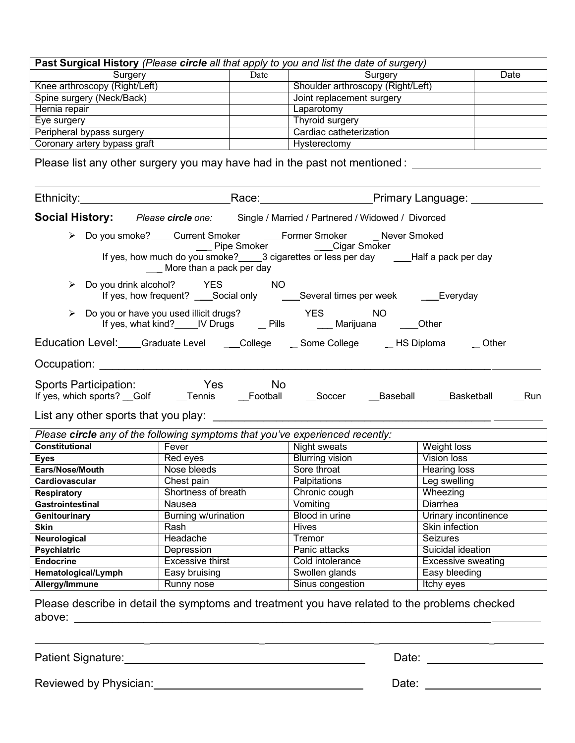| **Past Surgical History** *(Please **circle** all that apply to you and list the date of surgery)* | | | |
|---|---|---|---|
| Surgery | Date | Surgery | Date |
| Knee arthroscopy (Right/Left) | | Shoulder arthroscopy (Right/Left) | |
| Spine surgery (Neck/Back) | | Joint replacement surgery | |
| Hernia repair | | Laparotomy | |
| Eye surgery | | Thyroid surgery | |
| Peripheral bypass surgery | | Cardiac catheterization | |
| Coronary artery bypass graft | | Hysterectomy | |

Please list any other surgery you may have had in the past not mentioned : ____________________

______________________________________________________________________________

Ethnicity:________________________ Race:__________________ Primary Language: ____________

**Social History:** *Please **circle** one:* Single / Married / Partnered / Widowed / Divorced

- Do you smoke?____Current Smoker ___Former Smoker _ Never Smoked
  ___ Pipe Smoker ___Cigar Smoker
  If yes, how much do you smoke?____3 cigarettes or less per day ___Half a pack per day
  ___ More than a pack per day
- Do you drink alcohol? YES NO
  If yes, how frequent? ___Social only ___Several times per week ___Everyday
- Do you or have you used illicit drugs? YES NO
  If yes, what kind?____IV Drugs _ Pills ___ Marijuana ___Other

Education Level:____Graduate Level ___College _ Some College _ HS Diploma _ Other

Occupation: ______________________________________________________________________

Sports Participation: Yes No
If yes, which sports? __Golf __Tennis __Football __Soccer __Baseball __Basketball __Run

List any other sports that you play: _____________________________________________

| *Please **circle** any of the following symptoms that you've experienced recently:* | | | |
|---|---|---|---|
| **Constitutional** | Fever | Night sweats | Weight loss |
| **Eyes** | Red eyes | Blurring vision | Vision loss |
| **Ears/Nose/Mouth** | Nose bleeds | Sore throat | Hearing loss |
| **Cardiovascular** | Chest pain | Palpitations | Leg swelling |
| **Respiratory** | Shortness of breath | Chronic cough | Wheezing |
| **Gastrointestinal** | Nausea | Vomiting | Diarrhea |
| **Genitourinary** | Burning w/urination | Blood in urine | Urinary incontinence |
| **Skin** | Rash | Hives | Skin infection |
| **Neurological** | Headache | Tremor | Seizures |
| **Psychiatric** | Depression | Panic attacks | Suicidal ideation |
| **Endocrine** | Excessive thirst | Cold intolerance | Excessive sweating |
| **Hematological/Lymph** | Easy bruising | Swollen glands | Easy bleeding |
| **Allergy/Immune** | Runny nose | Sinus congestion | Itchy eyes |

Please describe in detail the symptoms and treatment you have related to the problems checked above: ______________________________________________________________________

______________________________________________________________________________

Patient Signature:__________________________________ Date: __________________

Reviewed by Physician:______________________________ Date: __________________